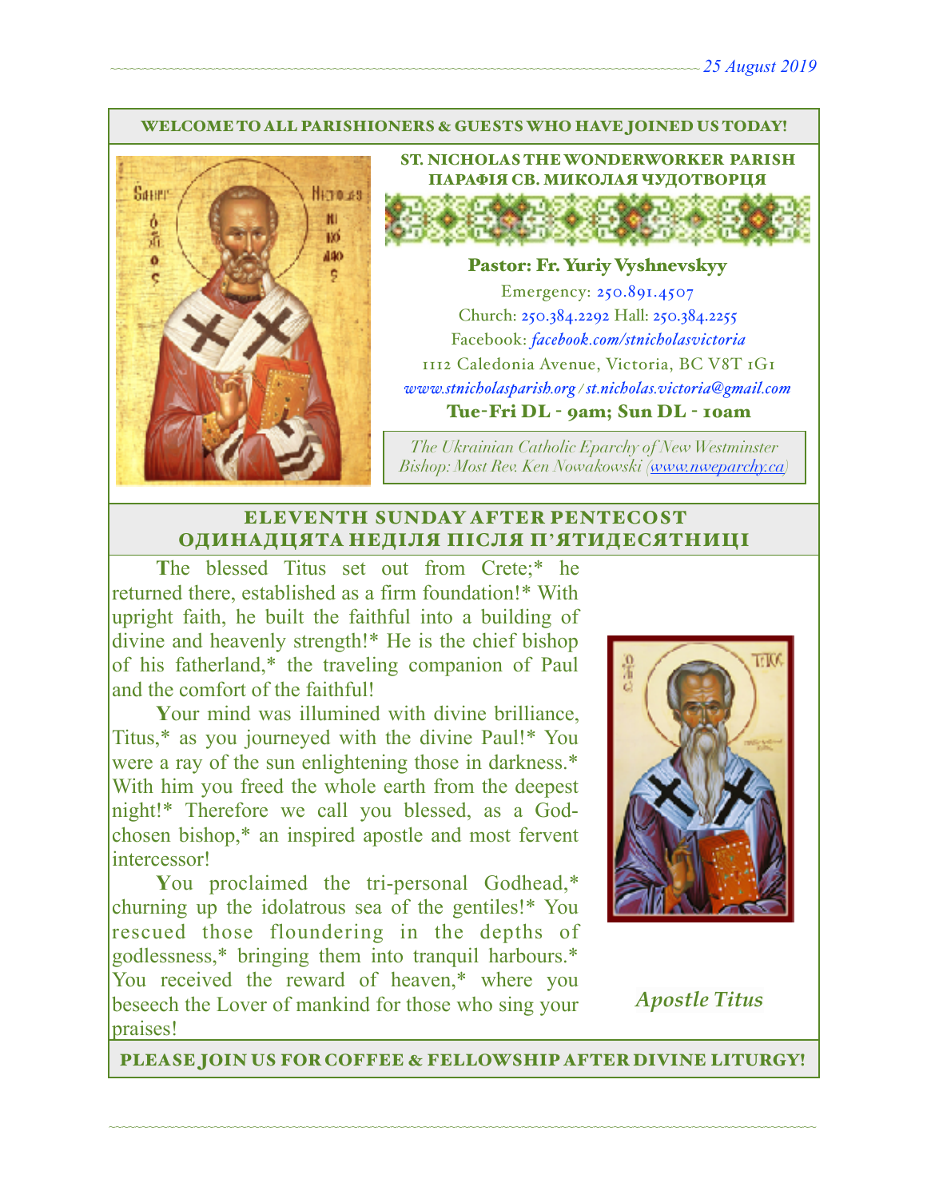25 August 2019

WELCOME TO ALL PARISHIONERS & GUESTS WHO HAVE JOINED US TODAY!

## ST. NICHOLAS THE WONDERWORKER PARISH
## ПАРАФІЯ СВ. МИКОЛАЯ ЧУДОТВОРЦЯ

**Pastor: Fr. Yuriy Vyshnevskyy**

Emergency: 250.891.4507

Church: 250.384.2292 Hall: 250.384.2255

Facebook: *facebook.com/stnicholasvictoria*

1112 Caledonia Avenue, Victoria, BC V8T 1G1

*www.stnicholasparish.org / st.nicholas.victoria@gmail.com*

**Tue-Fri DL - 9am; Sun DL - 10am**

*The Ukrainian Catholic Eparchy of New Westminster*
*Bishop: Most Rev. Ken Nowakowski (www.nweparchy.ca)*

## ELEVENTH SUNDAY AFTER PENTECOST
## ОДИНАДЦЯТА НЕДІЛЯ ПІСЛЯ П'ЯТИДЕСЯТНИЦІ

The blessed Titus set out from Crete;* he returned there, established as a firm foundation!* With upright faith, he built the faithful into a building of divine and heavenly strength!* He is the chief bishop of his fatherland,* the traveling companion of Paul and the comfort of the faithful!

Your mind was illumined with divine brilliance, Titus,* as you journeyed with the divine Paul!* You were a ray of the sun enlightening those in darkness.* With him you freed the whole earth from the deepest night!* Therefore we call you blessed, as a God-chosen bishop,* an inspired apostle and most fervent intercessor!

You proclaimed the tri-personal Godhead,* churning up the idolatrous sea of the gentiles!* You rescued those floundering in the depths of godlessness,* bringing them into tranquil harbours.* You received the reward of heaven,* where you beseech the Lover of mankind for those who sing your praises!

*Apostle Titus*

PLEASE JOIN US FOR COFFEE & FELLOWSHIP AFTER DIVINE LITURGY!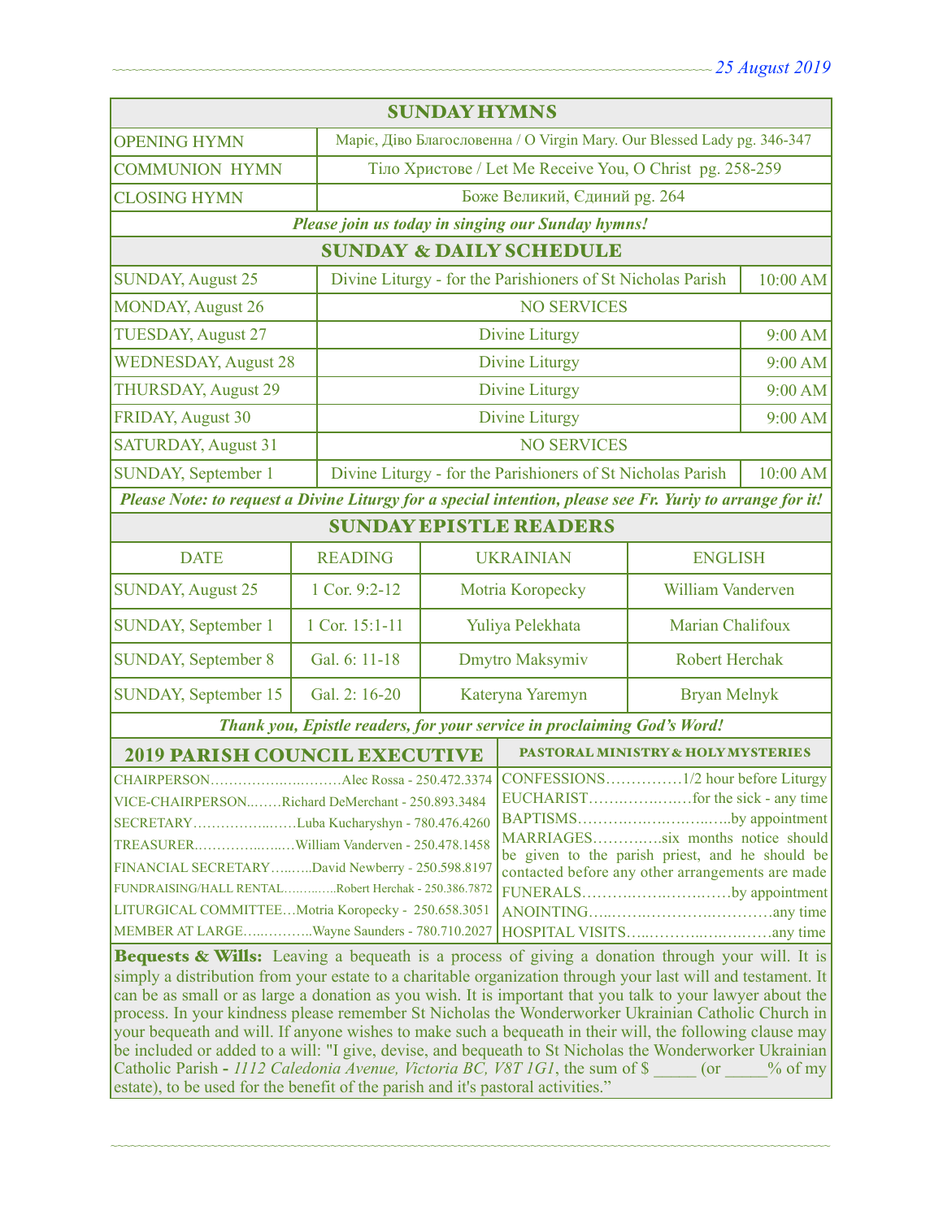*25 August 2019*

## SUNDAY HYMNS

| | |
|---|---|
| OPENING HYMN | Маріє, Діво Благословенна / O Virgin Mary. Our Blessed Lady pg. 346-347 |
| COMMUNION HYMN | Тіло Христове / Let Me Receive You, O Christ pg. 258-259 |
| CLOSING HYMN | Боже Великий, Єдиний pg. 264 |

***Please join us today in singing our Sunday hymns!***

## SUNDAY & DAILY SCHEDULE

| | | |
|---|---|---|
| SUNDAY, August 25 | Divine Liturgy - for the Parishioners of St Nicholas Parish | 10:00 AM |
| MONDAY, August 26 | NO SERVICES | |
| TUESDAY, August 27 | Divine Liturgy | 9:00 AM |
| WEDNESDAY, August 28 | Divine Liturgy | 9:00 AM |
| THURSDAY, August 29 | Divine Liturgy | 9:00 AM |
| FRIDAY, August 30 | Divine Liturgy | 9:00 AM |
| SATURDAY, August 31 | NO SERVICES | |
| SUNDAY, September 1 | Divine Liturgy - for the Parishioners of St Nicholas Parish | 10:00 AM |

***Please Note: to request a Divine Liturgy for a special intention, please see Fr. Yuriy to arrange for it!***

## SUNDAY EPISTLE READERS

| DATE | READING | UKRAINIAN | ENGLISH |
|---|---|---|---|
| SUNDAY, August 25 | 1 Cor. 9:2-12 | Motria Koropecky | William Vanderven |
| SUNDAY, September 1 | 1 Cor. 15:1-11 | Yuliya Pelekhata | Marian Chalifoux |
| SUNDAY, September 8 | Gal. 6: 11-18 | Dmytro Maksymiv | Robert Herchak |
| SUNDAY, September 15 | Gal. 2: 16-20 | Kateryna Yaremyn | Bryan Melnyk |

***Thank you, Epistle readers, for your service in proclaiming God's Word!***

## 2019 PARISH COUNCIL EXECUTIVE

CHAIRPERSON……………………….Alec Rossa - 250.472.3374
VICE-CHAIRPERSON……Richard DeMerchant - 250.893.3484
SECRETARY………………Luba Kucharyshyn - 780.476.4260
TREASURER………………William Vanderven - 250.478.1458
FINANCIAL SECRETARY………David Newberry - 250.598.8197
FUNDRAISING/HALL RENTAL…………Robert Herchak - 250.386.7872
LITURGICAL COMMITTEE…Motria Koropecky - 250.658.3051
MEMBER AT LARGE…………Wayne Saunders - 780.710.2027

## PASTORAL MINISTRY & HOLY MYSTERIES

CONFESSIONS……………1/2 hour before Liturgy
EUCHARIST………………for the sick - any time
BAPTISMS…………………………by appointment
MARRIAGES…………six months notice should be given to the parish priest, and he should be contacted before any other arrangements are made
FUNERALS…………………………by appointment
ANOINTING……………………………any time
HOSPITAL VISITS………………………any time

**Bequests & Wills:** Leaving a bequeath is a process of giving a donation through your will. It is simply a distribution from your estate to a charitable organization through your last will and testament. It can be as small or as large a donation as you wish. It is important that you talk to your lawyer about the process. In your kindness please remember St Nicholas the Wonderworker Ukrainian Catholic Church in your bequeath and will. If anyone wishes to make such a bequeath in their will, the following clause may be included or added to a will: "I give, devise, and bequeath to St Nicholas the Wonderworker Ukrainian Catholic Parish - *1112 Caledonia Avenue, Victoria BC, V8T 1G1*, the sum of $ _____ (or _____% of my estate), to be used for the benefit of the parish and it's pastoral activities."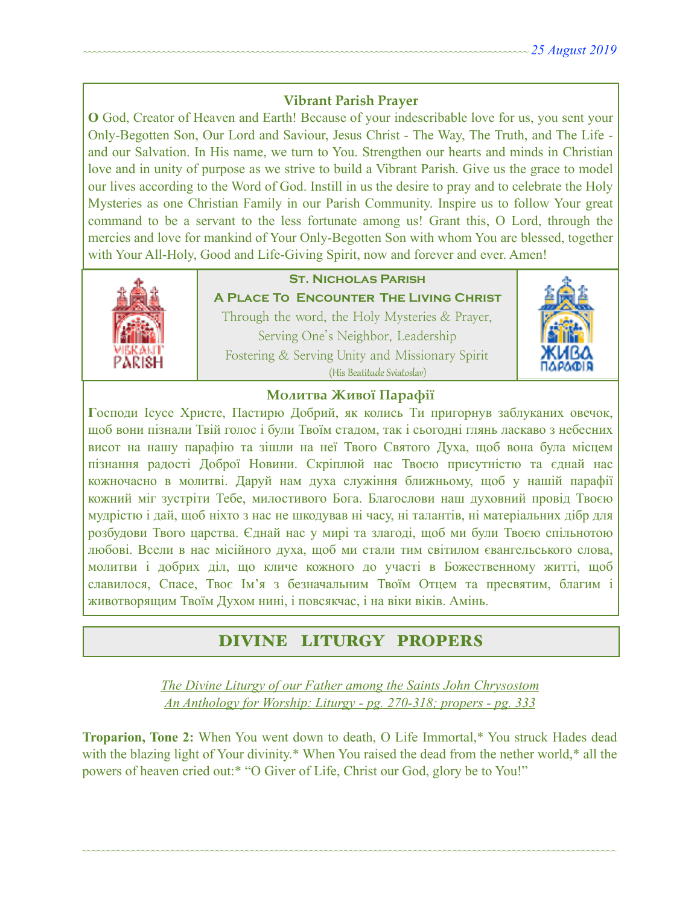### Vibrant Parish Prayer

**O** God, Creator of Heaven and Earth! Because of your indescribable love for us, you sent your Only-Begotten Son, Our Lord and Saviour, Jesus Christ - The Way, The Truth, and The Life - and our Salvation. In His name, we turn to You. Strengthen our hearts and minds in Christian love and in unity of purpose as we strive to build a Vibrant Parish. Give us the grace to model our lives according to the Word of God. Instill in us the desire to pray and to celebrate the Holy Mysteries as one Christian Family in our Parish Community. Inspire us to follow Your great command to be a servant to the less fortunate among us! Grant this, O Lord, through the mercies and love for mankind of Your Only-Begotten Son with whom You are blessed, together with Your All-Holy, Good and Life-Giving Spirit, now and forever and ever. Amen!

**St. Nicholas Parish**

**A Place To Encounter The Living Christ**

Through the word, the Holy Mysteries & Prayer,
Serving One's Neighbor, Leadership
Fostering & Serving Unity and Missionary Spirit
(His Beatitude Sviatoslav)

### Молитва Живої Парафії

**Г**осподи Ісусе Христе, Пастирю Добрий, як колись Ти пригорнув заблуканих овечок, щоб вони пізнали Твій голос і були Твоїм стадом, так і сьогодні глянь ласкаво з небесних висот на нашу парафію та зішли на неї Твого Святого Духа, щоб вона була місцем пізнання радості Доброї Новини. Скріплюй нас Твоєю присутністю та єднай нас кожночасно в молитві. Даруй нам духа служіння ближньому, щоб у нашій парафії кожний міг зустріти Тебе, милостивого Бога. Благослови наш духовний провід Твоєю мудрістю і дай, щоб ніхто з нас не шкодував ні часу, ні талантів, ні матеріальних дібр для розбудови Твого царства. Єднай нас у мирі та злагоді, щоб ми були Твоєю спільнотою любові. Всели в нас місійного духа, щоб ми стали тим світилом євангельського слова, молитви і добрих діл, що кличе кожного до участі в Божественному житті, щоб славилося, Спасе, Твоє Ім'я з безначальним Твоїм Отцем та пресвятим, благим і животворящим Твоїм Духом нині, і повсякчас, і на віки віків. Амінь.

## DIVINE LITURGY PROPERS

*The Divine Liturgy of our Father among the Saints John Chrysostom*
*An Anthology for Worship: Liturgy - pg. 270-318; propers - pg. 333*

**Troparion, Tone 2:** When You went down to death, O Life Immortal,* You struck Hades dead with the blazing light of Your divinity.* When You raised the dead from the nether world,* all the powers of heaven cried out:* "O Giver of Life, Christ our God, glory be to You!"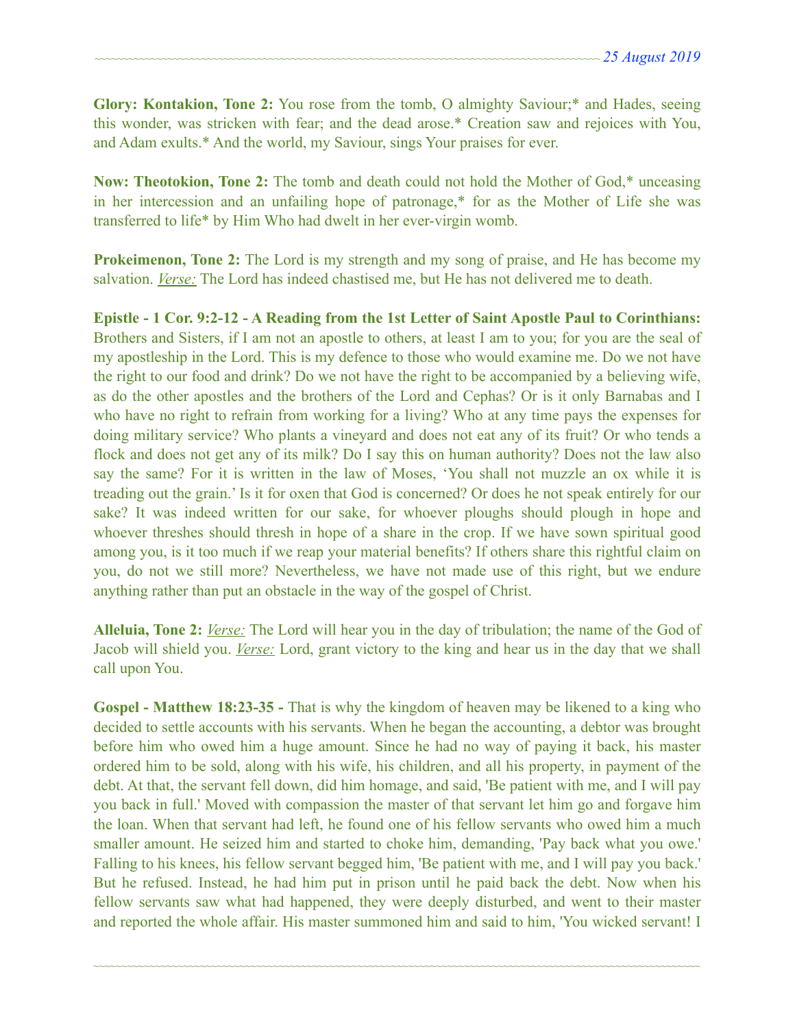**Glory: Kontakion, Tone 2:** You rose from the tomb, O almighty Saviour;* and Hades, seeing this wonder, was stricken with fear; and the dead arose.* Creation saw and rejoices with You, and Adam exults.* And the world, my Saviour, sings Your praises for ever.

**Now: Theotokion, Tone 2:** The tomb and death could not hold the Mother of God,* unceasing in her intercession and an unfailing hope of patronage,* for as the Mother of Life she was transferred to life* by Him Who had dwelt in her ever-virgin womb.

**Prokeimenon, Tone 2:** The Lord is my strength and my song of praise, and He has become my salvation. *Verse:* The Lord has indeed chastised me, but He has not delivered me to death.

**Epistle - 1 Cor. 9:2-12 - A Reading from the 1st Letter of Saint Apostle Paul to Corinthians:** Brothers and Sisters, if I am not an apostle to others, at least I am to you; for you are the seal of my apostleship in the Lord. This is my defence to those who would examine me. Do we not have the right to our food and drink? Do we not have the right to be accompanied by a believing wife, as do the other apostles and the brothers of the Lord and Cephas? Or is it only Barnabas and I who have no right to refrain from working for a living? Who at any time pays the expenses for doing military service? Who plants a vineyard and does not eat any of its fruit? Or who tends a flock and does not get any of its milk? Do I say this on human authority? Does not the law also say the same? For it is written in the law of Moses, 'You shall not muzzle an ox while it is treading out the grain.' Is it for oxen that God is concerned? Or does he not speak entirely for our sake? It was indeed written for our sake, for whoever ploughs should plough in hope and whoever threshes should thresh in hope of a share in the crop. If we have sown spiritual good among you, is it too much if we reap your material benefits? If others share this rightful claim on you, do not we still more? Nevertheless, we have not made use of this right, but we endure anything rather than put an obstacle in the way of the gospel of Christ.

**Alleluia, Tone 2:** *Verse:* The Lord will hear you in the day of tribulation; the name of the God of Jacob will shield you. *Verse:* Lord, grant victory to the king and hear us in the day that we shall call upon You.

**Gospel - Matthew 18:23-35 -** That is why the kingdom of heaven may be likened to a king who decided to settle accounts with his servants. When he began the accounting, a debtor was brought before him who owed him a huge amount. Since he had no way of paying it back, his master ordered him to be sold, along with his wife, his children, and all his property, in payment of the debt. At that, the servant fell down, did him homage, and said, 'Be patient with me, and I will pay you back in full.' Moved with compassion the master of that servant let him go and forgave him the loan. When that servant had left, he found one of his fellow servants who owed him a much smaller amount. He seized him and started to choke him, demanding, 'Pay back what you owe.' Falling to his knees, his fellow servant begged him, 'Be patient with me, and I will pay you back.' But he refused. Instead, he had him put in prison until he paid back the debt. Now when his fellow servants saw what had happened, they were deeply disturbed, and went to their master and reported the whole affair. His master summoned him and said to him, 'You wicked servant! I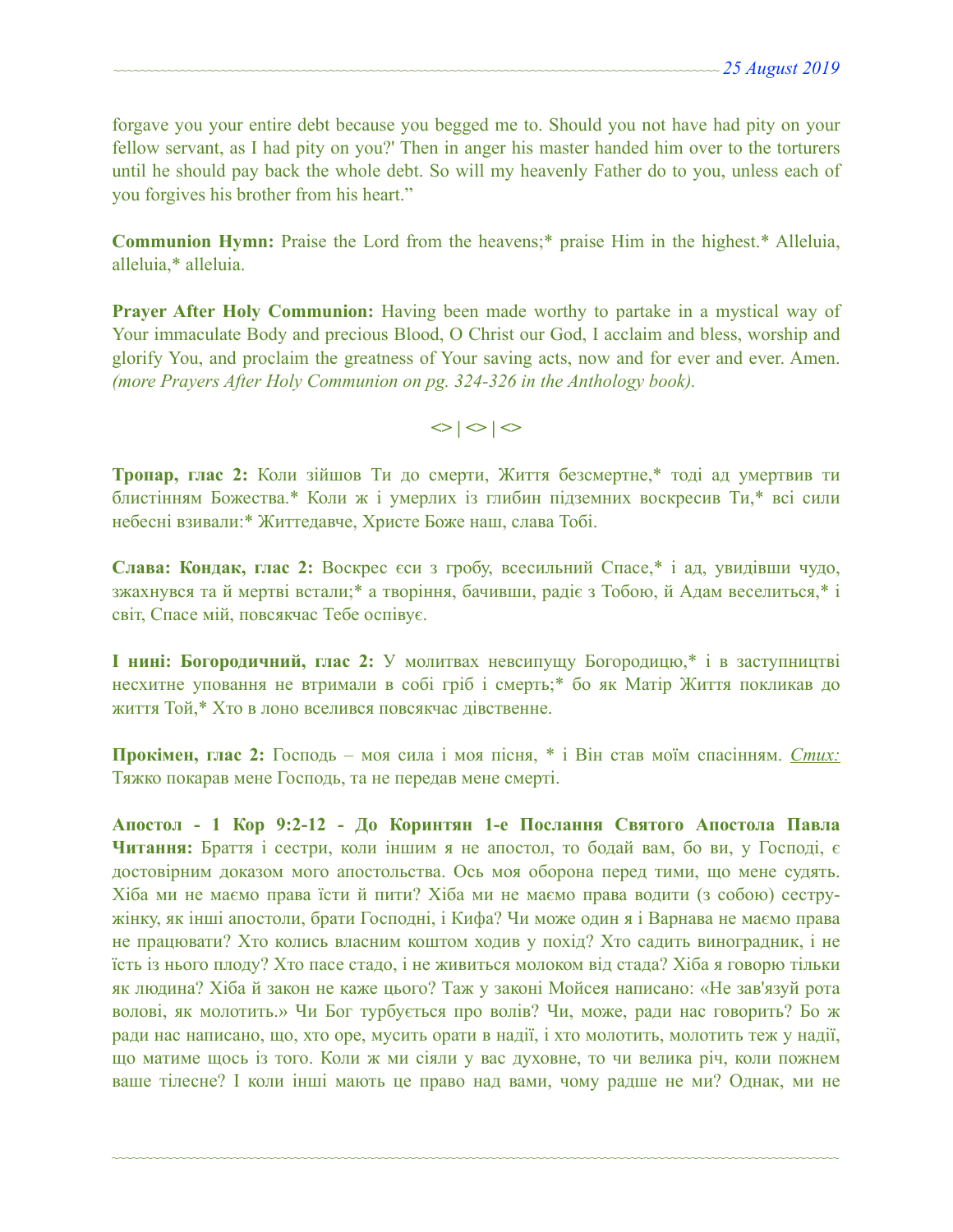forgave you your entire debt because you begged me to. Should you not have had pity on your fellow servant, as I had pity on you?' Then in anger his master handed him over to the torturers until he should pay back the whole debt. So will my heavenly Father do to you, unless each of you forgives his brother from his heart."

**Communion Hymn:** Praise the Lord from the heavens;* praise Him in the highest.* Alleluia, alleluia,* alleluia.

**Prayer After Holy Communion:** Having been made worthy to partake in a mystical way of Your immaculate Body and precious Blood, O Christ our God, I acclaim and bless, worship and glorify You, and proclaim the greatness of Your saving acts, now and for ever and ever. Amen. *(more Prayers After Holy Communion on pg. 324-326 in the Anthology book).*

**<> | <> | <>**

**Тропар, глас 2:** Коли зійшов Ти до смерти, Життя безсмертне,* тоді ад умертвив ти блистінням Божества.* Коли ж і умерлих із глибин підземних воскресив Ти,* всі сили небесні взивали:* Життедавче, Христе Боже наш, слава Тобі.

**Слава: Кондак, глас 2:** Воскрес єси з гробу, всесильний Спасе,* і ад, увидівши чудо, зжахнувся та й мертві встали;* а творіння, бачивши, радіє з Тобою, й Адам веселиться,* і світ, Спасе мій, повсякчас Тебе оспівує.

**І нині: Богородичний, глас 2:** У молитвах невсипущу Богородицю,* і в заступництві несхитне уповання не втримали в собі гріб і смерть;* бо як Матір Життя покликав до життя Той,* Хто в лоно вселився повсякчас дівственне.

**Прокімен, глас 2:** Господь – моя сила і моя пісня, * і Він став моїм спасінням. *Стих:* Тяжко покарав мене Господь, та не передав мене смерті.

**Апостол - 1 Кор 9:2-12 - До Коринтян 1-е Послання Святого Апостола Павла Читання:** Браття і сестри, коли іншим я не апостол, то бодай вам, бо ви, у Господі, є достовірним доказом мого апостольства. Ось моя оборона перед тими, що мене судять. Хіба ми не маємо права їсти й пити? Хіба ми не маємо права водити (з собою) сестру-жінку, як інші апостоли, брати Господні, і Кифа? Чи може один я і Варнава не маємо права не працювати? Хто колись власним коштом ходив у похід? Хто садить виноградник, і не їсть із нього плоду? Хто пасе стадо, і не живиться молоком від стада? Хіба я говорю тільки як людина? Хіба й закон не каже цього? Таж у законі Мойсея написано: «Не зав'язуй рота волові, як молотить.» Чи Бог турбується про волів? Чи, може, ради нас говорить? Бо ж ради нас написано, що, хто оре, мусить орати в надії, і хто молотить, молотить теж у надії, що матиме щось із того. Коли ж ми сіяли у вас духовне, то чи велика річ, коли пожнем ваше тілесне? І коли інші мають це право над вами, чому радше не ми? Однак, ми не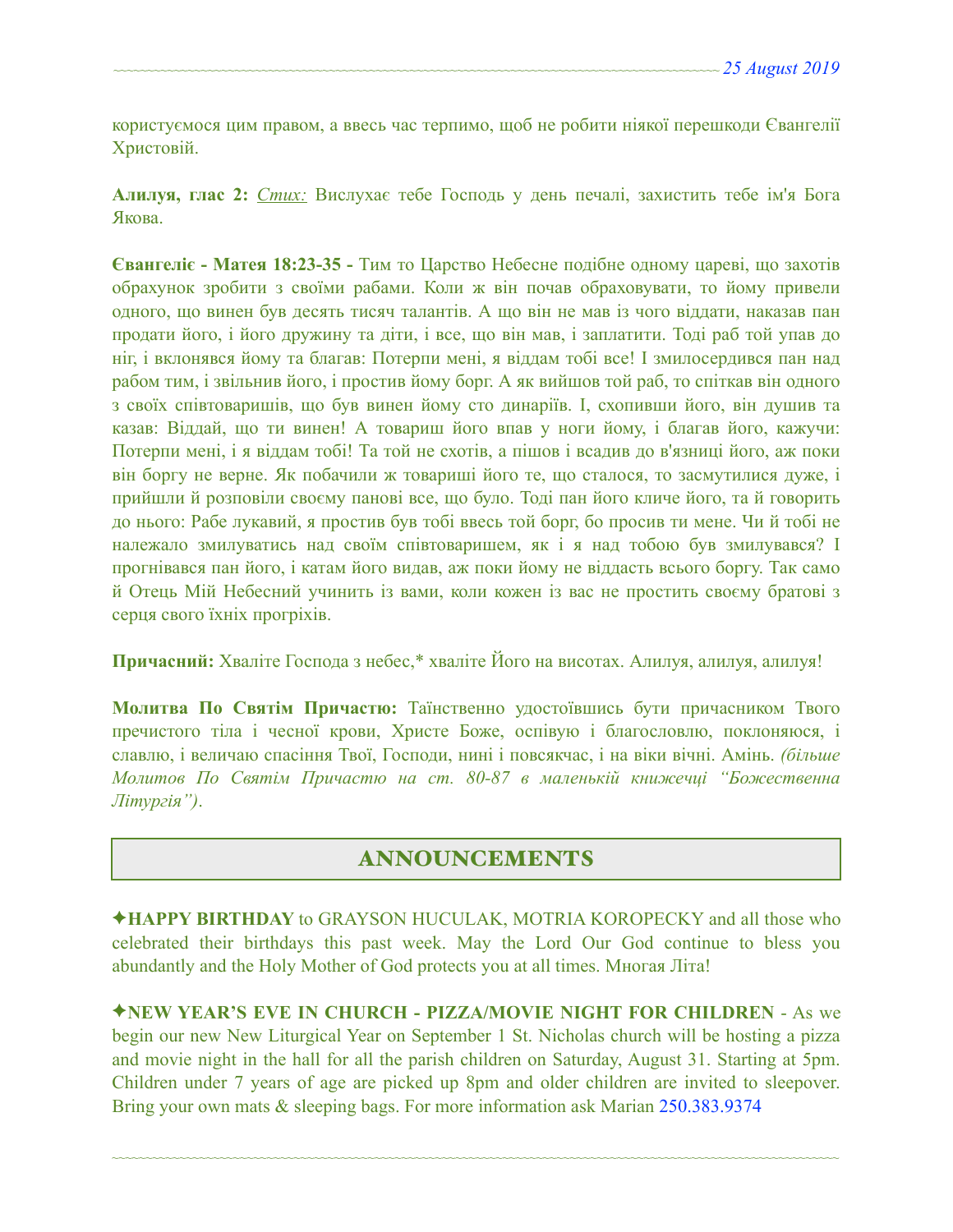користуємося цим правом, а ввесь час терпимо, щоб не робити ніякої перешкоди Євангелії Христовій.

**Алилуя, глас 2:** *Стих:* Вислухає тебе Господь у день печалі, захистить тебе ім'я Бога Якова.

**Євангеліє - Матея 18:23-35 -** Тим то Царство Небесне подібне одному цареві, що захотів обрахунок зробити з своїми рабами. Коли ж він почав обраховувати, то йому привели одного, що винен був десять тисяч талантів. А що він не мав із чого віддати, наказав пан продати його, і його дружину та діти, і все, що він мав, і заплатити. Тоді раб той упав до ніг, і вклонявся йому та благав: Потерпи мені, я віддам тобі все! І змилосердився пан над рабом тим, і звільнив його, і простив йому борг. А як вийшов той раб, то спіткав він одного з своїх співтоваришів, що був винен йому сто динаріїв. І, схопивши його, він душив та казав: Віддай, що ти винен! А товариш його впав у ноги йому, і благав його, кажучи: Потерпи мені, і я віддам тобі! Та той не схотів, а пішов і всадив до в'язниці його, аж поки він боргу не верне. Як побачили ж товариші його те, що сталося, то засмутилися дуже, і прийшли й розповіли своєму панові все, що було. Тоді пан його кличе його, та й говорить до нього: Рабе лукавий, я простив був тобі ввесь той борг, бо просив ти мене. Чи й тобі не належало змилуватись над своїм співтоваришем, як і я над тобою був змилувався? І прогнівався пан його, і катам його видав, аж поки йому не віддасть всього боргу. Так само й Отець Мій Небесний учинить із вами, коли кожен із вас не простить своєму братові з серця свого їхніх прогріхів.

**Причасний:** Хваліте Господа з небес,* хваліте Його на висотах. Алилуя, алилуя, алилуя!

**Молитва По Святім Причастю:** Таїнственно удостоївшись бути причасником Твого пречистого тіла і чесної крови, Христе Боже, оспівую і благословлю, поклоняюся, і славлю, і величаю спасіння Твої, Господи, нині і повсякчас, і на віки вічні. Амінь. *(більше Молитов По Святім Причастю на ст. 80-87 в маленькій книжечці "Божественна Літургія")*.

## ANNOUNCEMENTS

✦**HAPPY BIRTHDAY** to GRAYSON HUCULAK, MOTRIA KOROPECKY and all those who celebrated their birthdays this past week. May the Lord Our God continue to bless you abundantly and the Holy Mother of God protects you at all times. Многая Літа!

✦**NEW YEAR'S EVE IN CHURCH - PIZZA/MOVIE NIGHT FOR CHILDREN** - As we begin our new New Liturgical Year on September 1 St. Nicholas church will be hosting a pizza and movie night in the hall for all the parish children on Saturday, August 31. Starting at 5pm. Children under 7 years of age are picked up 8pm and older children are invited to sleepover. Bring your own mats & sleeping bags. For more information ask Marian 250.383.9374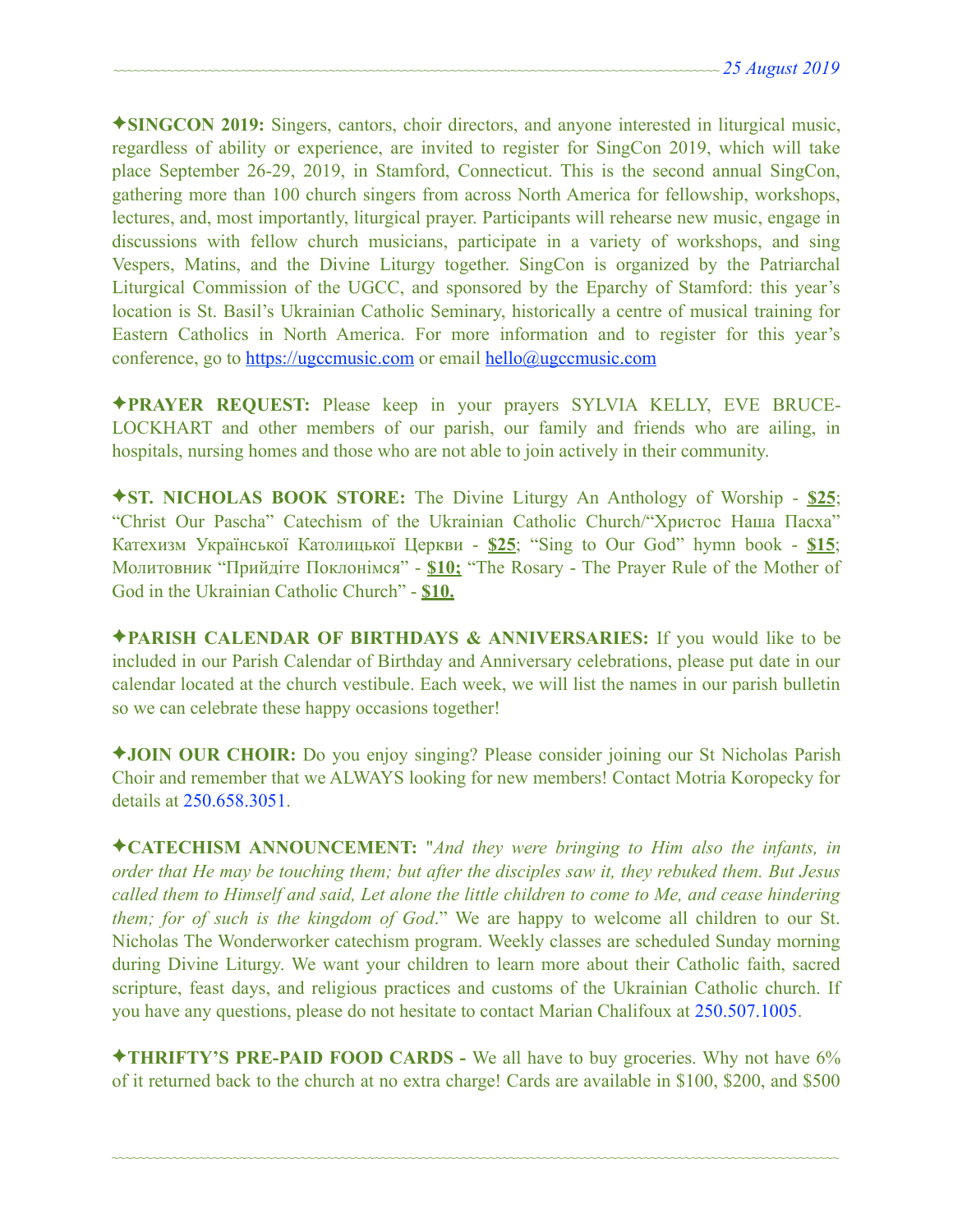✦**SINGCON 2019:** Singers, cantors, choir directors, and anyone interested in liturgical music, regardless of ability or experience, are invited to register for SingCon 2019, which will take place September 26-29, 2019, in Stamford, Connecticut. This is the second annual SingCon, gathering more than 100 church singers from across North America for fellowship, workshops, lectures, and, most importantly, liturgical prayer. Participants will rehearse new music, engage in discussions with fellow church musicians, participate in a variety of workshops, and sing Vespers, Matins, and the Divine Liturgy together. SingCon is organized by the Patriarchal Liturgical Commission of the UGCC, and sponsored by the Eparchy of Stamford: this year's location is St. Basil's Ukrainian Catholic Seminary, historically a centre of musical training for Eastern Catholics in North America. For more information and to register for this year's conference, go to https://ugccmusic.com or email hello@ugccmusic.com

✦**PRAYER REQUEST:** Please keep in your prayers SYLVIA KELLY, EVE BRUCE-LOCKHART and other members of our parish, our family and friends who are ailing, in hospitals, nursing homes and those who are not able to join actively in their community.

✦**ST. NICHOLAS BOOK STORE:** The Divine Liturgy An Anthology of Worship - **$25**; "Christ Our Pascha" Catechism of the Ukrainian Catholic Church/"Христос Наша Пасха" Катехизм Української Католицької Церкви - **$25**; "Sing to Our God" hymn book - **$15**; Молитовник "Прийдіте Поклонімся" - **$10;** "The Rosary - The Prayer Rule of the Mother of God in the Ukrainian Catholic Church" - **$10.**

✦**PARISH CALENDAR OF BIRTHDAYS & ANNIVERSARIES:** If you would like to be included in our Parish Calendar of Birthday and Anniversary celebrations, please put date in our calendar located at the church vestibule. Each week, we will list the names in our parish bulletin so we can celebrate these happy occasions together!

✦**JOIN OUR CHOIR:** Do you enjoy singing? Please consider joining our St Nicholas Parish Choir and remember that we ALWAYS looking for new members! Contact Motria Koropecky for details at 250.658.3051.

✦**CATECHISM ANNOUNCEMENT:** "*And they were bringing to Him also the infants, in order that He may be touching them; but after the disciples saw it, they rebuked them. But Jesus called them to Himself and said, Let alone the little children to come to Me, and cease hindering them; for of such is the kingdom of God*." We are happy to welcome all children to our St. Nicholas The Wonderworker catechism program. Weekly classes are scheduled Sunday morning during Divine Liturgy. We want your children to learn more about their Catholic faith, sacred scripture, feast days, and religious practices and customs of the Ukrainian Catholic church. If you have any questions, please do not hesitate to contact Marian Chalifoux at 250.507.1005.

✦**THRIFTY'S PRE-PAID FOOD CARDS -** We all have to buy groceries. Why not have 6% of it returned back to the church at no extra charge! Cards are available in $100, $200, and $500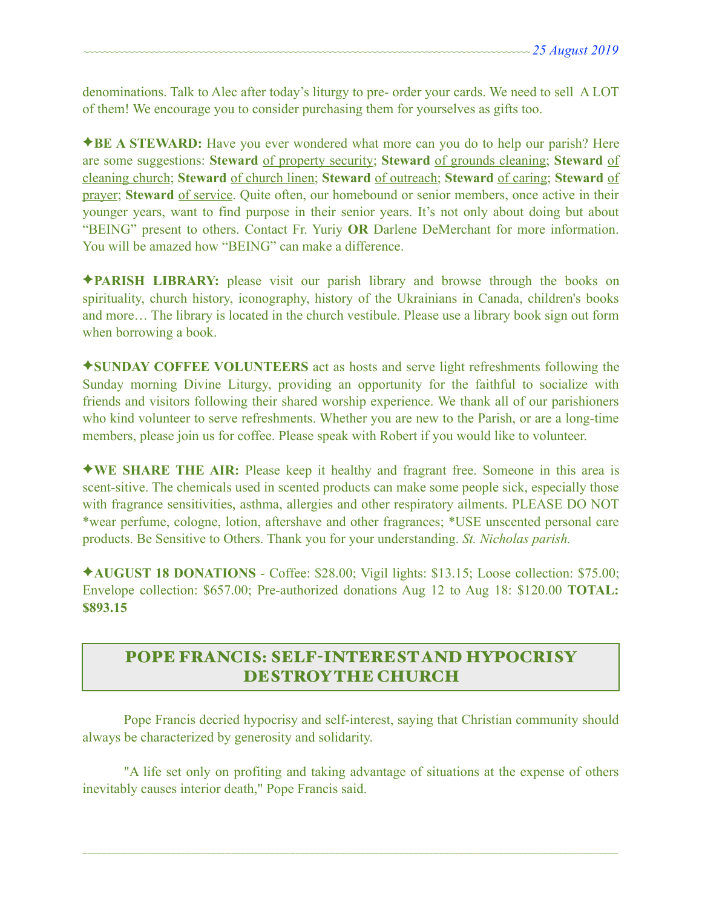denominations. Talk to Alec after today's liturgy to pre- order your cards. We need to sell A LOT of them! We encourage you to consider purchasing them for yourselves as gifts too.

✦**BE A STEWARD:** Have you ever wondered what more can you do to help our parish? Here are some suggestions: **Steward** of property security; **Steward** of grounds cleaning; **Steward** of cleaning church; **Steward** of church linen; **Steward** of outreach; **Steward** of caring; **Steward** of prayer; **Steward** of service. Quite often, our homebound or senior members, once active in their younger years, want to find purpose in their senior years. It's not only about doing but about "BEING" present to others. Contact Fr. Yuriy **OR** Darlene DeMerchant for more information. You will be amazed how "BEING" can make a difference.

✦**PARISH LIBRARY:** please visit our parish library and browse through the books on spirituality, church history, iconography, history of the Ukrainians in Canada, children's books and more… The library is located in the church vestibule. Please use a library book sign out form when borrowing a book.

✦**SUNDAY COFFEE VOLUNTEERS** act as hosts and serve light refreshments following the Sunday morning Divine Liturgy, providing an opportunity for the faithful to socialize with friends and visitors following their shared worship experience. We thank all of our parishioners who kind volunteer to serve refreshments. Whether you are new to the Parish, or are a long-time members, please join us for coffee. Please speak with Robert if you would like to volunteer.

✦**WE SHARE THE AIR:** Please keep it healthy and fragrant free. Someone in this area is scent-sitive. The chemicals used in scented products can make some people sick, especially those with fragrance sensitivities, asthma, allergies and other respiratory ailments. PLEASE DO NOT *wear perfume, cologne, lotion, aftershave and other fragrances; *USE unscented personal care products. Be Sensitive to Others. Thank you for your understanding. *St. Nicholas parish.*

✦**AUGUST 18 DONATIONS** - Coffee: $28.00; Vigil lights: $13.15; Loose collection: $75.00; Envelope collection: $657.00; Pre-authorized donations Aug 12 to Aug 18: $120.00 **TOTAL: $893.15**

## POPE FRANCIS: SELF-INTEREST AND HYPOCRISY DESTROY THE CHURCH

Pope Francis decried hypocrisy and self-interest, saying that Christian community should always be characterized by generosity and solidarity.

"A life set only on profiting and taking advantage of situations at the expense of others inevitably causes interior death," Pope Francis said.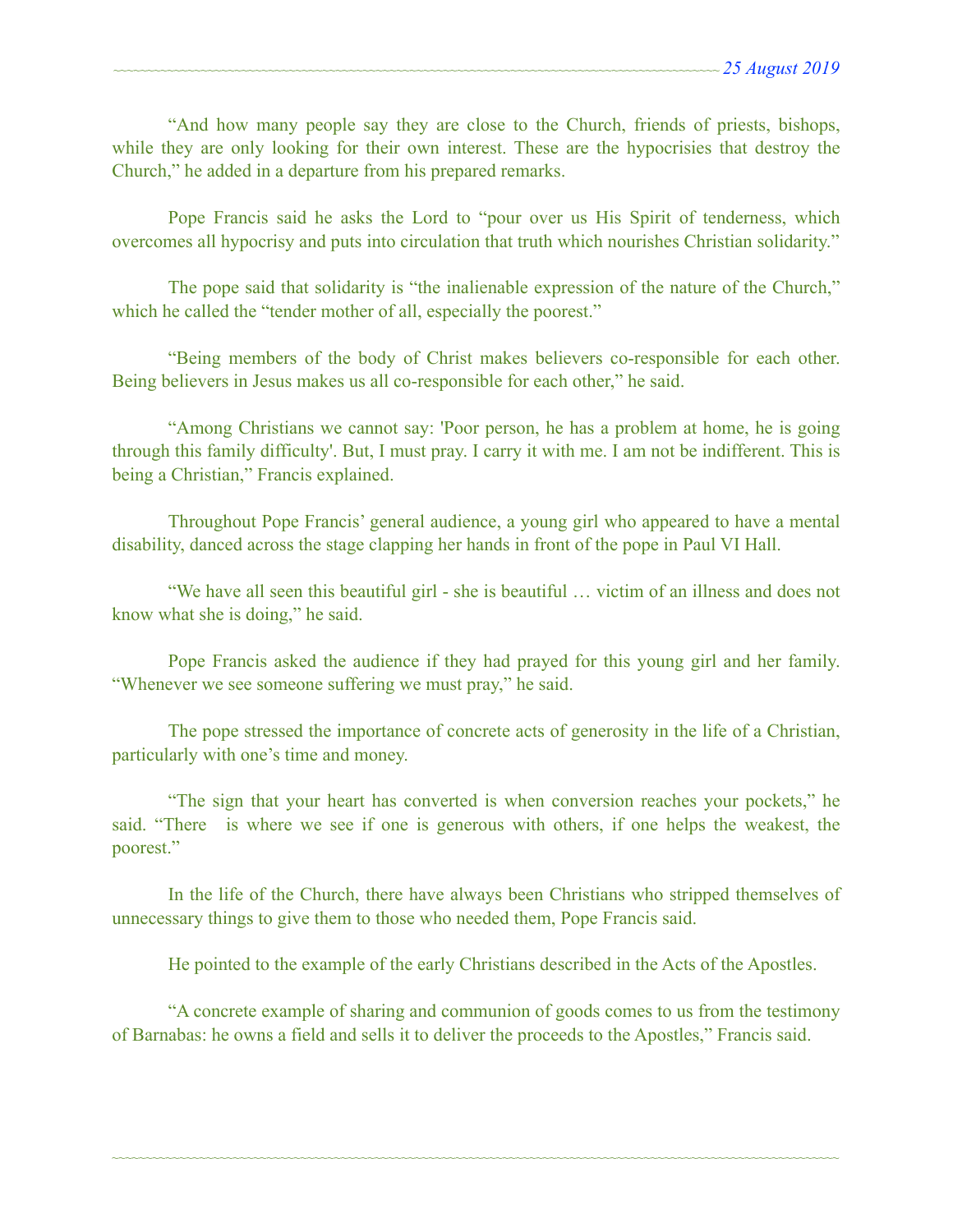“And how many people say they are close to the Church, friends of priests, bishops, while they are only looking for their own interest. These are the hypocrisies that destroy the Church,” he added in a departure from his prepared remarks.

Pope Francis said he asks the Lord to “pour over us His Spirit of tenderness, which overcomes all hypocrisy and puts into circulation that truth which nourishes Christian solidarity.”

The pope said that solidarity is “the inalienable expression of the nature of the Church,” which he called the “tender mother of all, especially the poorest.”

“Being members of the body of Christ makes believers co-responsible for each other. Being believers in Jesus makes us all co-responsible for each other,” he said.

“Among Christians we cannot say: 'Poor person, he has a problem at home, he is going through this family difficulty'. But, I must pray. I carry it with me. I am not be indifferent. This is being a Christian,” Francis explained.

Throughout Pope Francis’ general audience, a young girl who appeared to have a mental disability, danced across the stage clapping her hands in front of the pope in Paul VI Hall.

“We have all seen this beautiful girl - she is beautiful … victim of an illness and does not know what she is doing,” he said.

Pope Francis asked the audience if they had prayed for this young girl and her family. “Whenever we see someone suffering we must pray,” he said.

The pope stressed the importance of concrete acts of generosity in the life of a Christian, particularly with one’s time and money.

“The sign that your heart has converted is when conversion reaches your pockets,” he said. “There is where we see if one is generous with others, if one helps the weakest, the poorest.”

In the life of the Church, there have always been Christians who stripped themselves of unnecessary things to give them to those who needed them, Pope Francis said.

He pointed to the example of the early Christians described in the Acts of the Apostles.

“A concrete example of sharing and communion of goods comes to us from the testimony of Barnabas: he owns a field and sells it to deliver the proceeds to the Apostles,” Francis said.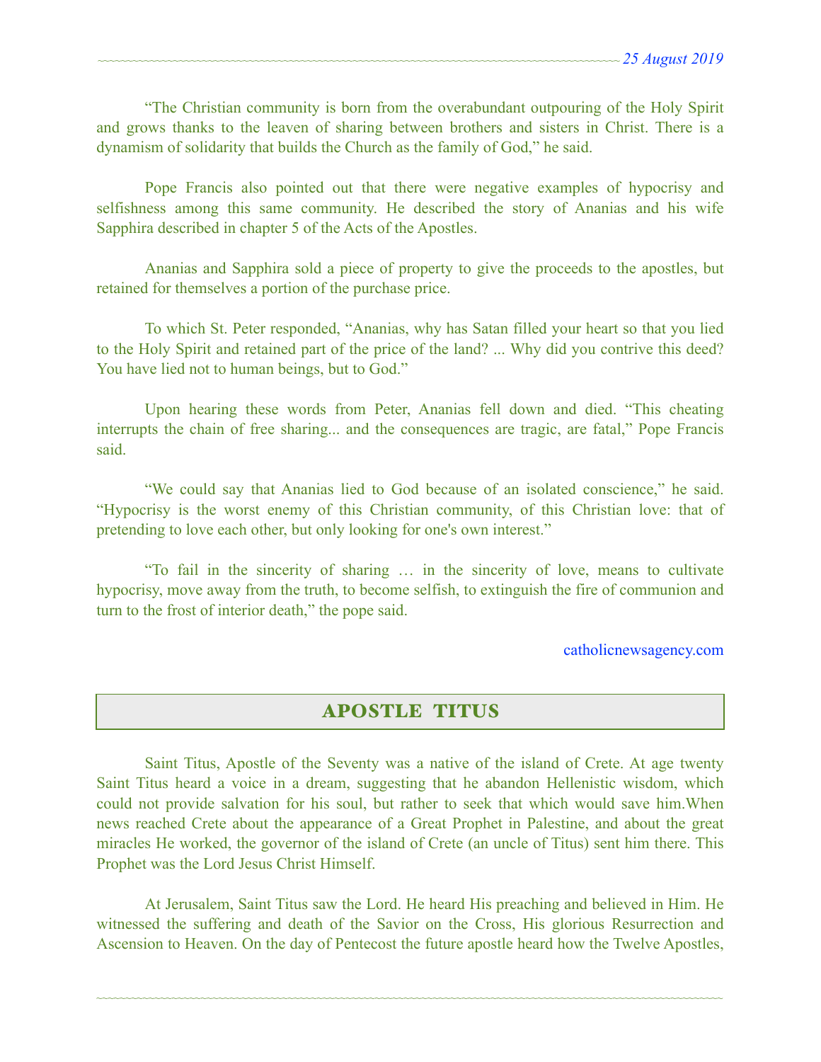"The Christian community is born from the overabundant outpouring of the Holy Spirit and grows thanks to the leaven of sharing between brothers and sisters in Christ. There is a dynamism of solidarity that builds the Church as the family of God," he said.

Pope Francis also pointed out that there were negative examples of hypocrisy and selfishness among this same community. He described the story of Ananias and his wife Sapphira described in chapter 5 of the Acts of the Apostles.

Ananias and Sapphira sold a piece of property to give the proceeds to the apostles, but retained for themselves a portion of the purchase price.

To which St. Peter responded, "Ananias, why has Satan filled your heart so that you lied to the Holy Spirit and retained part of the price of the land? ... Why did you contrive this deed? You have lied not to human beings, but to God."

Upon hearing these words from Peter, Ananias fell down and died. "This cheating interrupts the chain of free sharing... and the consequences are tragic, are fatal," Pope Francis said.

"We could say that Ananias lied to God because of an isolated conscience," he said. "Hypocrisy is the worst enemy of this Christian community, of this Christian love: that of pretending to love each other, but only looking for one's own interest."

"To fail in the sincerity of sharing … in the sincerity of love, means to cultivate hypocrisy, move away from the truth, to become selfish, to extinguish the fire of communion and turn to the frost of interior death," the pope said.

catholicnewsagency.com

## APOSTLE TITUS

Saint Titus, Apostle of the Seventy was a native of the island of Crete. At age twenty Saint Titus heard a voice in a dream, suggesting that he abandon Hellenistic wisdom, which could not provide salvation for his soul, but rather to seek that which would save him.When news reached Crete about the appearance of a Great Prophet in Palestine, and about the great miracles He worked, the governor of the island of Crete (an uncle of Titus) sent him there. This Prophet was the Lord Jesus Christ Himself.

At Jerusalem, Saint Titus saw the Lord. He heard His preaching and believed in Him. He witnessed the suffering and death of the Savior on the Cross, His glorious Resurrection and Ascension to Heaven. On the day of Pentecost the future apostle heard how the Twelve Apostles,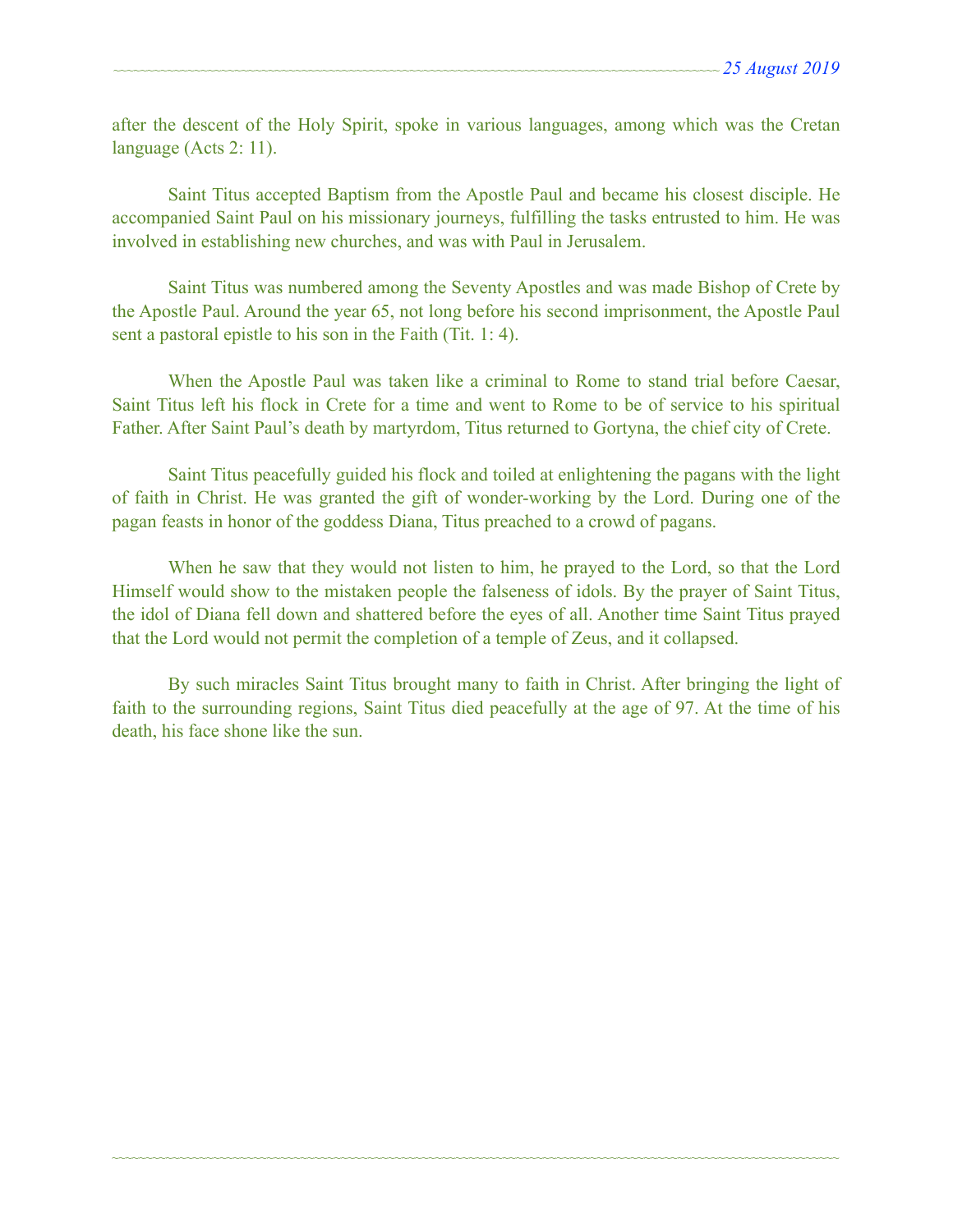after the descent of the Holy Spirit, spoke in various languages, among which was the Cretan language (Acts 2: 11).

Saint Titus accepted Baptism from the Apostle Paul and became his closest disciple. He accompanied Saint Paul on his missionary journeys, fulfilling the tasks entrusted to him. He was involved in establishing new churches, and was with Paul in Jerusalem.

Saint Titus was numbered among the Seventy Apostles and was made Bishop of Crete by the Apostle Paul. Around the year 65, not long before his second imprisonment, the Apostle Paul sent a pastoral epistle to his son in the Faith (Tit. 1: 4).

When the Apostle Paul was taken like a criminal to Rome to stand trial before Caesar, Saint Titus left his flock in Crete for a time and went to Rome to be of service to his spiritual Father. After Saint Paul's death by martyrdom, Titus returned to Gortyna, the chief city of Crete.

Saint Titus peacefully guided his flock and toiled at enlightening the pagans with the light of faith in Christ. He was granted the gift of wonder-working by the Lord. During one of the pagan feasts in honor of the goddess Diana, Titus preached to a crowd of pagans.

When he saw that they would not listen to him, he prayed to the Lord, so that the Lord Himself would show to the mistaken people the falseness of idols. By the prayer of Saint Titus, the idol of Diana fell down and shattered before the eyes of all. Another time Saint Titus prayed that the Lord would not permit the completion of a temple of Zeus, and it collapsed.

By such miracles Saint Titus brought many to faith in Christ. After bringing the light of faith to the surrounding regions, Saint Titus died peacefully at the age of 97. At the time of his death, his face shone like the sun.